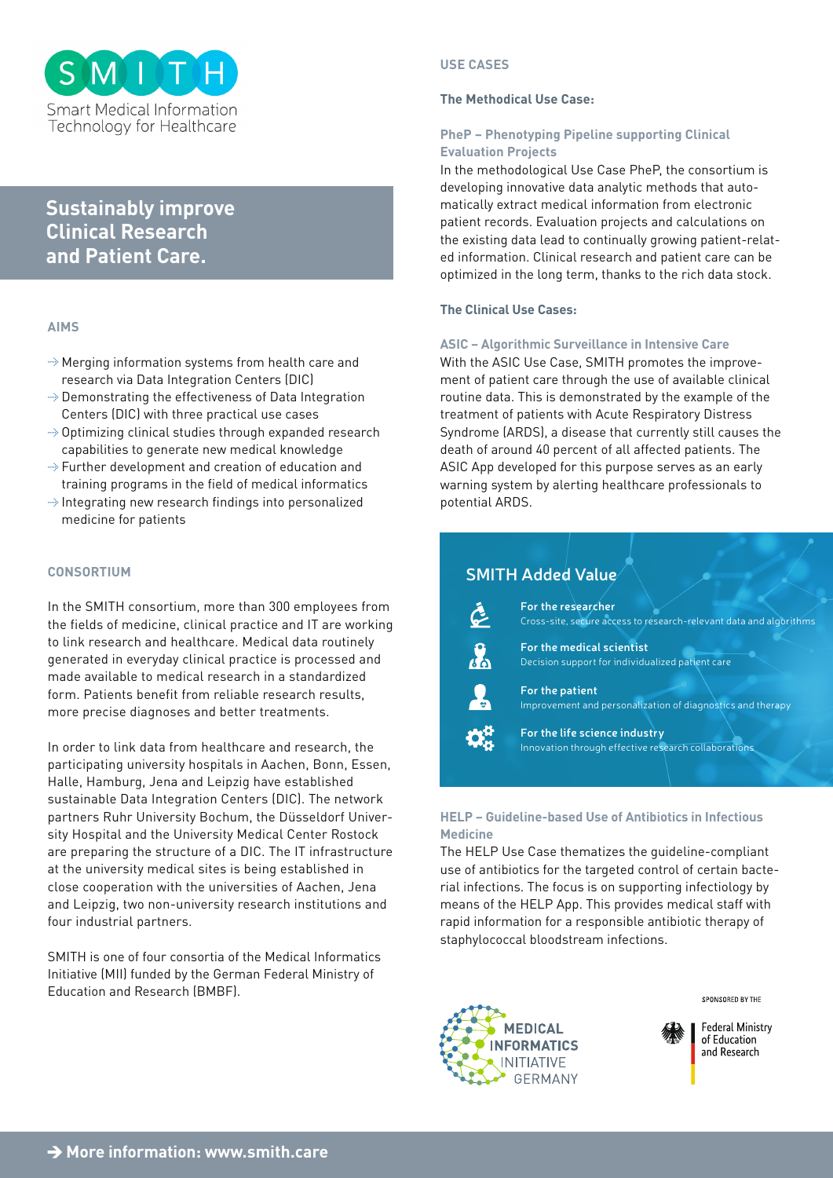# SMITH

Smart Medical Information Technology for Healthcare

## Sustainably improve Clinical Research and Patient Care.

### AIMS

- Merging information systems from health care and research via Data Integration Centers (DIC)
- Demonstrating the effectiveness of Data Integration Centers (DIC) with three practical use cases
- Optimizing clinical studies through expanded research capabilities to generate new medical knowledge
- Further development and creation of education and training programs in the field of medical informatics
- Integrating new research findings into personalized medicine for patients

### CONSORTIUM

In the SMITH consortium, more than 300 employees from the fields of medicine, clinical practice and IT are working to link research and healthcare. Medical data routinely generated in everyday clinical practice is processed and made available to medical research in a standardized form. Patients benefit from reliable research results, more precise diagnoses and better treatments.

In order to link data from healthcare and research, the participating university hospitals in Aachen, Bonn, Essen, Halle, Hamburg, Jena and Leipzig have established sustainable Data Integration Centers (DIC). The network partners Ruhr University Bochum, the Düsseldorf University Hospital and the University Medical Center Rostock are preparing the structure of a DIC. The IT infrastructure at the university medical sites is being established in close cooperation with the universities of Aachen, Jena and Leipzig, two non-university research institutions and four industrial partners.

SMITH is one of four consortia of the Medical Informatics Initiative (MII) funded by the German Federal Ministry of Education and Research (BMBF).

### USE CASES

**The Methodical Use Case:**

#### PheP – Phenotyping Pipeline supporting Clinical Evaluation Projects

In the methodological Use Case PheP, the consortium is developing innovative data analytic methods that automatically extract medical information from electronic patient records. Evaluation projects and calculations on the existing data lead to continually growing patient-related information. Clinical research and patient care can be optimized in the long term, thanks to the rich data stock.

**The Clinical Use Cases:**

#### ASIC – Algorithmic Surveillance in Intensive Care

With the ASIC Use Case, SMITH promotes the improvement of patient care through the use of available clinical routine data. This is demonstrated by the example of the treatment of patients with Acute Respiratory Distress Syndrome (ARDS), a disease that currently still causes the death of around 40 percent of all affected patients. The ASIC App developed for this purpose serves as an early warning system by alerting healthcare professionals to potential ARDS.

### SMITH Added Value

- **For the researcher** – Cross-site, secure access to research-relevant data and algorithms
- **For the medical scientist** – Decision support for individualized patient care
- **For the patient** – Improvement and personalization of diagnostics and therapy
- **For the life science industry** – Innovation through effective research collaborations

#### HELP – Guideline-based Use of Antibiotics in Infectious Medicine

The HELP Use Case thematizes the guideline-compliant use of antibiotics for the targeted control of certain bacterial infections. The focus is on supporting infectiology by means of the HELP App. This provides medical staff with rapid information for a responsible antibiotic therapy of staphylococcal bloodstream infections.

MEDICAL INFORMATICS INITIATIVE GERMANY

SPONSORED BY THE Federal Ministry of Education and Research

**→ More information: www.smith.care**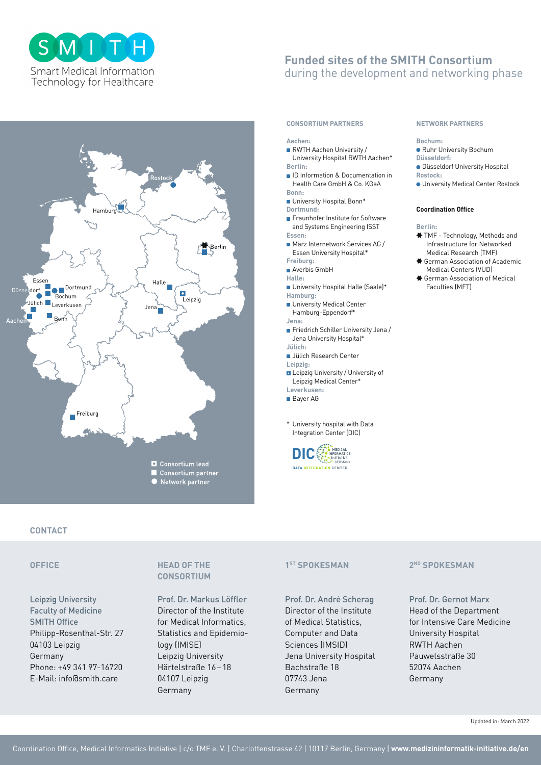SMITH
Smart Medical Information Technology for Healthcare

# Funded sites of the SMITH Consortium
during the development and networking phase

Rostock
Hamburg
Berlin
Essen
Düsseldorf
Dortmund
Bochum
Jülich
Leverkusen
Aachen
Bonn
Halle
Leipzig
Jena
Freiburg

Consortium lead
Consortium partner
Network partner

## CONSORTIUM PARTNERS

**Aachen:**
- RWTH Aachen University / University Hospital RWTH Aachen*

**Berlin:**
- ID Information & Documentation in Health Care GmbH & Co. KGaA

**Bonn:**
- University Hospital Bonn*

**Dortmund:**
- Fraunhofer Institute for Software and Systems Engineering ISST

**Essen:**
- März Internetwork Services AG / Essen University Hospital*

**Freiburg:**
- Averbis GmbH

**Halle:**
- University Hospital Halle (Saale)*

**Hamburg:**
- University Medical Center Hamburg-Eppendorf*

**Jena:**
- Friedrich Schiller University Jena / Jena University Hospital*

**Jülich:**
- Jülich Research Center

**Leipzig:**
- Leipzig University / University of Leipzig Medical Center*

**Leverkusen:**
- Bayer AG

\* University hospital with Data Integration Center (DIC)

DIC – MEDICAL INFORMATICS INITIATIVE GERMANY – DATA INTEGRATION CENTER

## NETWORK PARTNERS

**Bochum:**
- Ruhr University Bochum

**Düsseldorf:**
- Düsseldorf University Hospital

**Rostock:**
- University Medical Center Rostock

### Coordination Office

**Berlin:**
- TMF - Technology, Methods and Infrastructure for Networked Medical Research (TMF)
- German Association of Academic Medical Centers (VUD)
- German Association of Medical Faculties (MFT)

## CONTACT

### OFFICE

Leipzig University
Faculty of Medicine
SMITH Office
Philipp-Rosenthal-Str. 27
04103 Leipzig
Germany
Phone: +49 341 97-16720
E-Mail: info@smith.care

### HEAD OF THE CONSORTIUM

Prof. Dr. Markus Löffler
Director of the Institute for Medical Informatics, Statistics and Epidemiology (IMISE)
Leipzig University
Härtelstraße 16 – 18
04107 Leipzig
Germany

### 1ST SPOKESMAN

Prof. Dr. André Scherag
Director of the Institute of Medical Statistics, Computer and Data Sciences (IMSID)
Jena University Hospital
Bachstraße 18
07743 Jena
Germany

### 2ND SPOKESMAN

Prof. Dr. Gernot Marx
Head of the Department for Intensive Care Medicine
University Hospital RWTH Aachen
Pauwelsstraße 30
52074 Aachen
Germany

Updated in: March 2022

Coordination Office, Medical Informatics Initiative | c/o TMF e. V. | Charlottenstrasse 42 | 10117 Berlin, Germany | **www.medizininformatik-initiative.de/en**